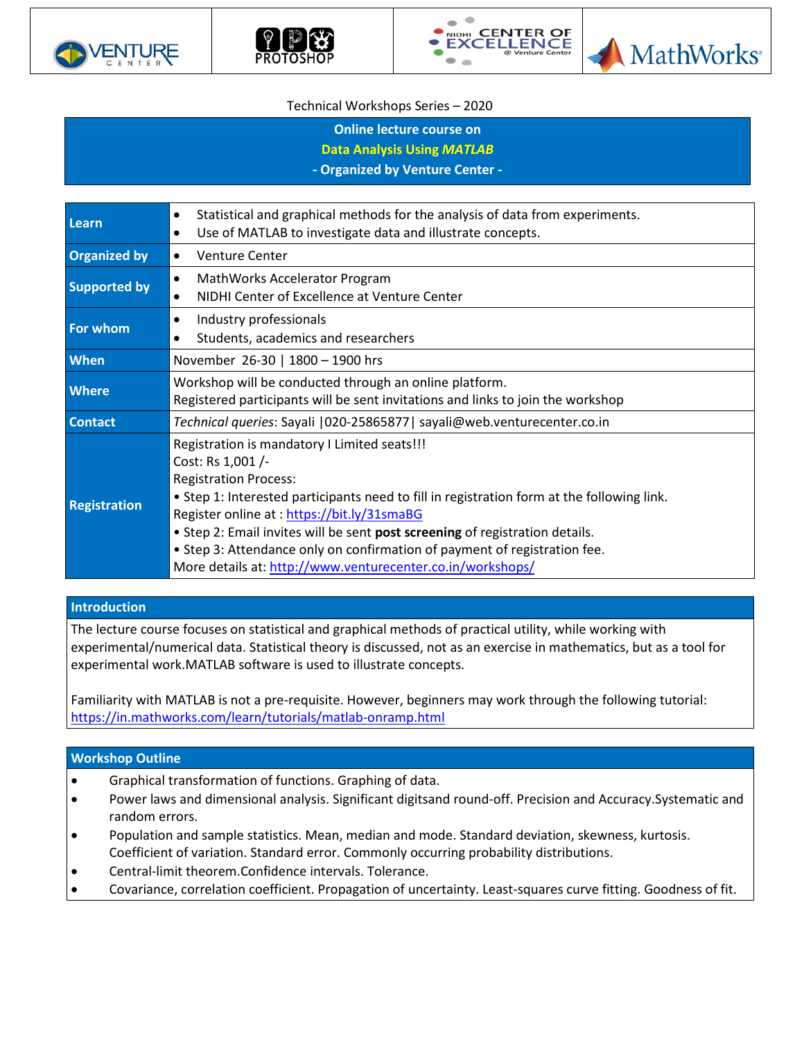Technical Workshops Series – 2020

## Online lecture course on
## Data Analysis Using *MATLAB*
## - Organized by Venture Center -

| | |
|---|---|
| **Learn** | • Statistical and graphical methods for the analysis of data from experiments.<br>• Use of MATLAB to investigate data and illustrate concepts. |
| **Organized by** | • Venture Center |
| **Supported by** | • MathWorks Accelerator Program<br>• NIDHI Center of Excellence at Venture Center |
| **For whom** | • Industry professionals<br>• Students, academics and researchers |
| **When** | November 26-30 \| 1800 – 1900 hrs |
| **Where** | Workshop will be conducted through an online platform.<br>Registered participants will be sent invitations and links to join the workshop |
| **Contact** | *Technical queries*: Sayali \|020-25865877\| sayali@web.venturecenter.co.in |
| **Registration** | Registration is mandatory I Limited seats!!!<br>Cost: Rs 1,001 /-<br>Registration Process:<br>• Step 1: Interested participants need to fill in registration form at the following link.<br>Register online at : https://bit.ly/31smaBG<br>• Step 2: Email invites will be sent **post screening** of registration details.<br>• Step 3: Attendance only on confirmation of payment of registration fee.<br>More details at: http://www.venturecenter.co.in/workshops/ |

### Introduction

The lecture course focuses on statistical and graphical methods of practical utility, while working with experimental/numerical data. Statistical theory is discussed, not as an exercise in mathematics, but as a tool for experimental work.MATLAB software is used to illustrate concepts.

Familiarity with MATLAB is not a pre-requisite. However, beginners may work through the following tutorial: https://in.mathworks.com/learn/tutorials/matlab-onramp.html

### Workshop Outline

- Graphical transformation of functions. Graphing of data.
- Power laws and dimensional analysis. Significant digitsand round-off. Precision and Accuracy.Systematic and random errors.
- Population and sample statistics. Mean, median and mode. Standard deviation, skewness, kurtosis. Coefficient of variation. Standard error. Commonly occurring probability distributions.
- Central-limit theorem.Confidence intervals. Tolerance.
- Covariance, correlation coefficient. Propagation of uncertainty. Least-squares curve fitting. Goodness of fit.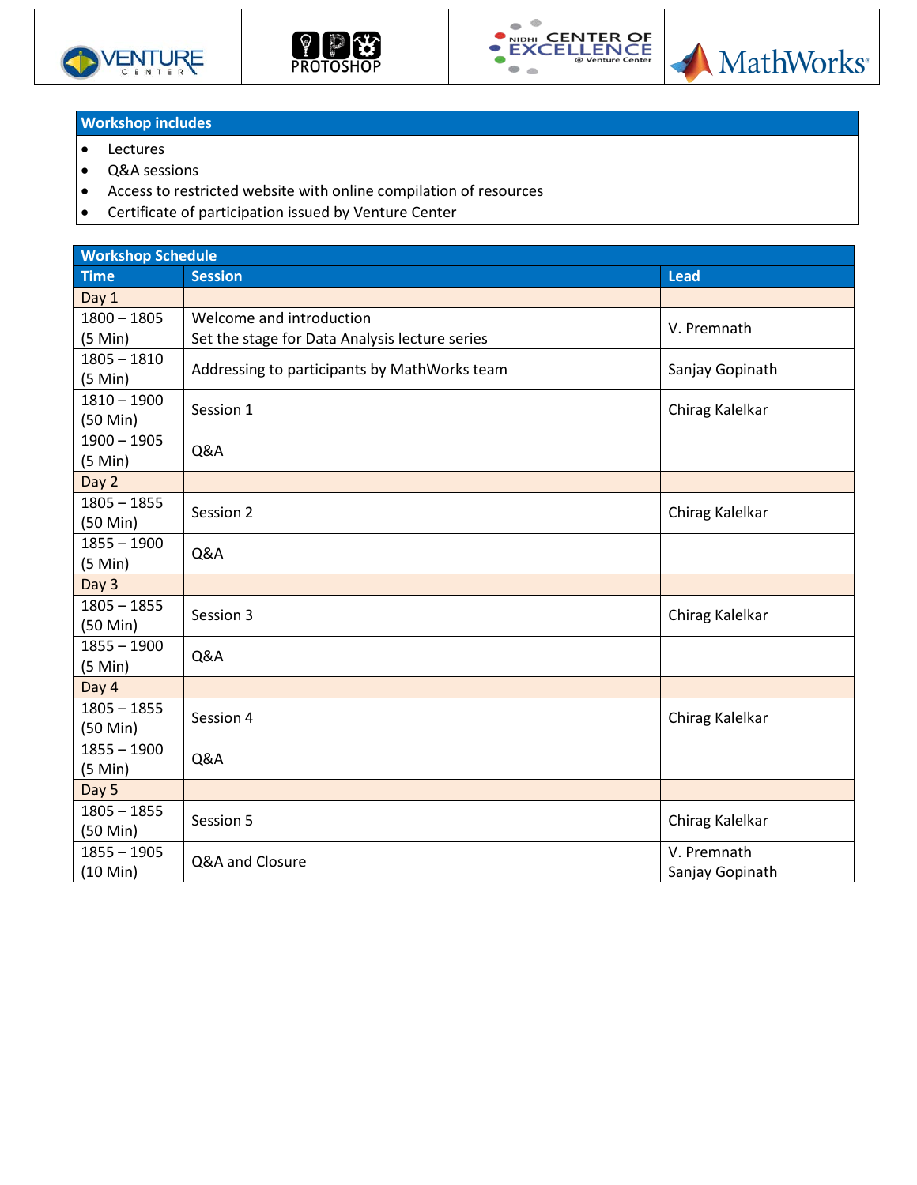| Workshop includes |
|---|

- Lectures
- Q&A sessions
- Access to restricted website with online compilation of resources
- Certificate of participation issued by Venture Center

| Workshop Schedule | | |
|---|---|---|
| **Time** | **Session** | **Lead** |
| Day 1 | | |
| 1800 – 1805 (5 Min) | Welcome and introduction<br>Set the stage for Data Analysis lecture series | V. Premnath |
| 1805 – 1810 (5 Min) | Addressing to participants by MathWorks team | Sanjay Gopinath |
| 1810 – 1900 (50 Min) | Session 1 | Chirag Kalelkar |
| 1900 – 1905 (5 Min) | Q&A | |
| Day 2 | | |
| 1805 – 1855 (50 Min) | Session 2 | Chirag Kalelkar |
| 1855 – 1900 (5 Min) | Q&A | |
| Day 3 | | |
| 1805 – 1855 (50 Min) | Session 3 | Chirag Kalelkar |
| 1855 – 1900 (5 Min) | Q&A | |
| Day 4 | | |
| 1805 – 1855 (50 Min) | Session 4 | Chirag Kalelkar |
| 1855 – 1900 (5 Min) | Q&A | |
| Day 5 | | |
| 1805 – 1855 (50 Min) | Session 5 | Chirag Kalelkar |
| 1855 – 1905 (10 Min) | Q&A and Closure | V. Premnath<br>Sanjay Gopinath |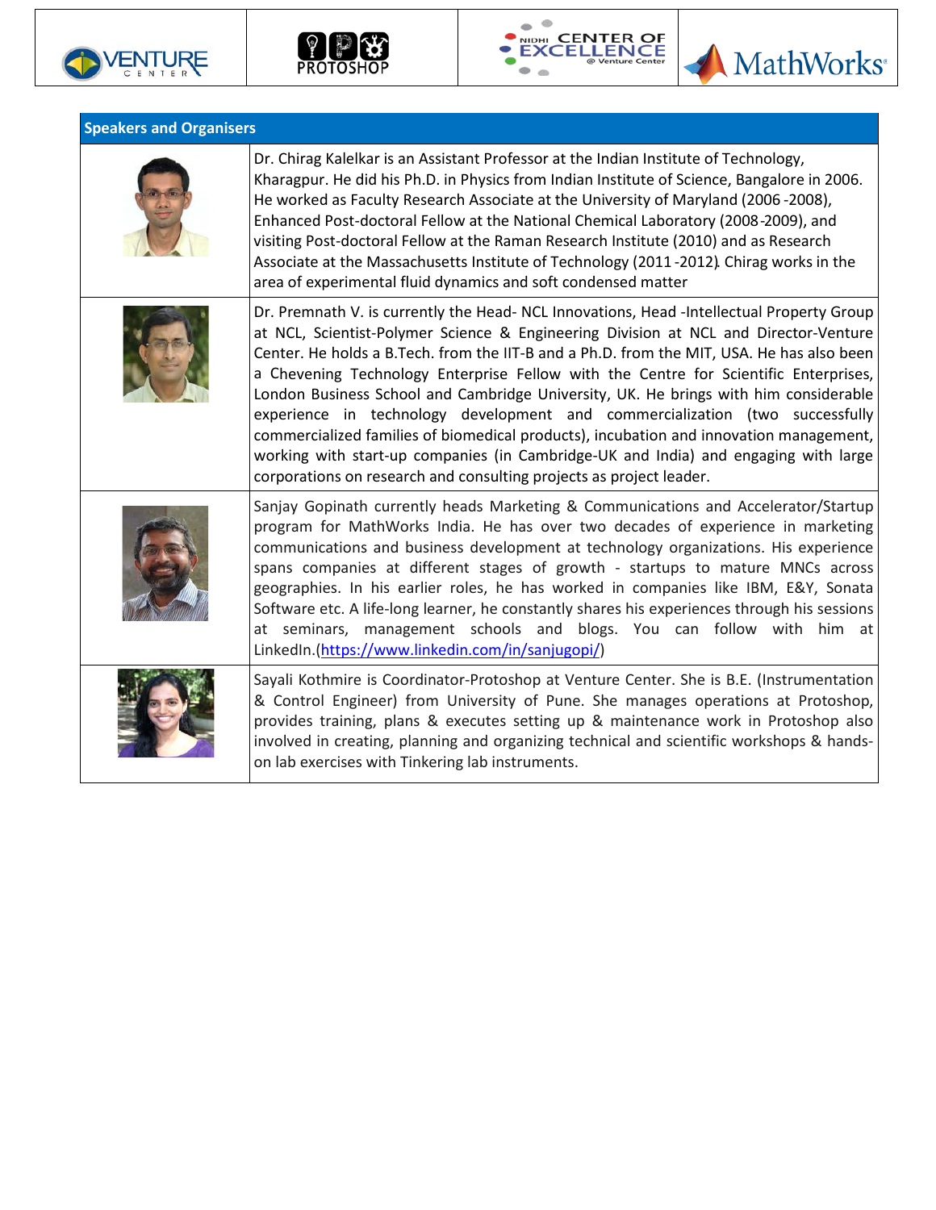## Speakers and Organisers

| | |
|---|---|
| | Dr. Chirag Kalelkar is an Assistant Professor at the Indian Institute of Technology, Kharagpur. He did his Ph.D. in Physics from Indian Institute of Science, Bangalore in 2006. He worked as Faculty Research Associate at the University of Maryland (2006 -2008), Enhanced Post-doctoral Fellow at the National Chemical Laboratory (2008-2009), and visiting Post-doctoral Fellow at the Raman Research Institute (2010) and as Research Associate at the Massachusetts Institute of Technology (2011 -2012). Chirag works in the area of experimental fluid dynamics and soft condensed matter |
| | Dr. Premnath V. is currently the Head- NCL Innovations, Head -Intellectual Property Group at NCL, Scientist-Polymer Science & Engineering Division at NCL and Director-Venture Center. He holds a B.Tech. from the IIT-B and a Ph.D. from the MIT, USA. He has also been a Chevening Technology Enterprise Fellow with the Centre for Scientific Enterprises, London Business School and Cambridge University, UK. He brings with him considerable experience in technology development and commercialization (two successfully commercialized families of biomedical products), incubation and innovation management, working with start-up companies (in Cambridge-UK and India) and engaging with large corporations on research and consulting projects as project leader. |
| | Sanjay Gopinath currently heads Marketing & Communications and Accelerator/Startup program for MathWorks India. He has over two decades of experience in marketing communications and business development at technology organizations. His experience spans companies at different stages of growth - startups to mature MNCs across geographies. In his earlier roles, he has worked in companies like IBM, E&Y, Sonata Software etc. A life-long learner, he constantly shares his experiences through his sessions at seminars, management schools and blogs. You can follow with him at LinkedIn.([https://www.linkedin.com/in/sanjugopi/](https://www.linkedin.com/in/sanjugopi/)) |
| | Sayali Kothmire is Coordinator-Protoshop at Venture Center. She is B.E. (Instrumentation & Control Engineer) from University of Pune. She manages operations at Protoshop, provides training, plans & executes setting up & maintenance work in Protoshop also involved in creating, planning and organizing technical and scientific workshops & hands-on lab exercises with Tinkering lab instruments. |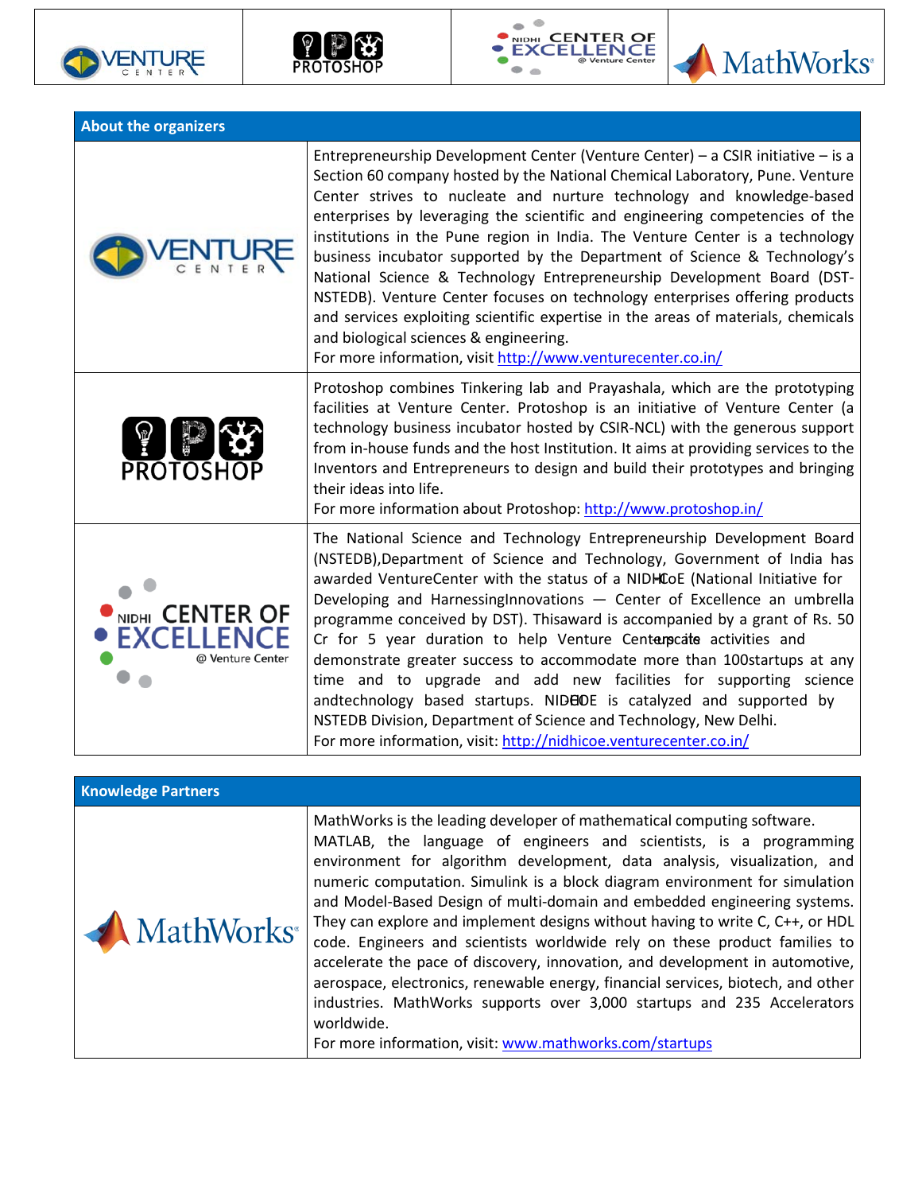| About the organizers | |
|---|---|
| VENTURE CENTER | Entrepreneurship Development Center (Venture Center) – a CSIR initiative – is a Section 60 company hosted by the National Chemical Laboratory, Pune. Venture Center strives to nucleate and nurture technology and knowledge-based enterprises by leveraging the scientific and engineering competencies of the institutions in the Pune region in India. The Venture Center is a technology business incubator supported by the Department of Science & Technology's National Science & Technology Entrepreneurship Development Board (DST-NSTEDB). Venture Center focuses on technology enterprises offering products and services exploiting scientific expertise in the areas of materials, chemicals and biological sciences & engineering.<br>For more information, visit http://www.venturecenter.co.in/ |
| PROTOSHOP | Protoshop combines Tinkering lab and Prayashala, which are the prototyping facilities at Venture Center. Protoshop is an initiative of Venture Center (a technology business incubator hosted by CSIR-NCL) with the generous support from in-house funds and the host Institution. It aims at providing services to the Inventors and Entrepreneurs to design and build their prototypes and bringing their ideas into life.<br>For more information about Protoshop: http://www.protoshop.in/ |
| NIDHI CENTER OF EXCELLENCE @ Venture Center | The National Science and Technology Entrepreneurship Development Board (NSTEDB),Department of Science and Technology, Government of India has awarded VentureCenter with the status of a NIDHI-CoE (National Initiative for Developing and HarnessingInnovations — Center of Excellence an umbrella programme conceived by DST). Thisaward is accompanied by a grant of Rs. 50 Cr for 5 year duration to help Venture Center upscale its activities and demonstrate greater success to accommodate more than 100startups at any time and to upgrade and add new facilities for supporting science andtechnology based startups. NIDHI-CoE is catalyzed and supported by NSTEDB Division, Department of Science and Technology, New Delhi.<br>For more information, visit: http://nidhicoe.venturecenter.co.in/ |

| Knowledge Partners | |
|---|---|
| MathWorks | MathWorks is the leading developer of mathematical computing software. MATLAB, the language of engineers and scientists, is a programming environment for algorithm development, data analysis, visualization, and numeric computation. Simulink is a block diagram environment for simulation and Model-Based Design of multi-domain and embedded engineering systems. They can explore and implement designs without having to write C, C++, or HDL code. Engineers and scientists worldwide rely on these product families to accelerate the pace of discovery, innovation, and development in automotive, aerospace, electronics, renewable energy, financial services, biotech, and other industries. MathWorks supports over 3,000 startups and 235 Accelerators worldwide.<br>For more information, visit: www.mathworks.com/startups |